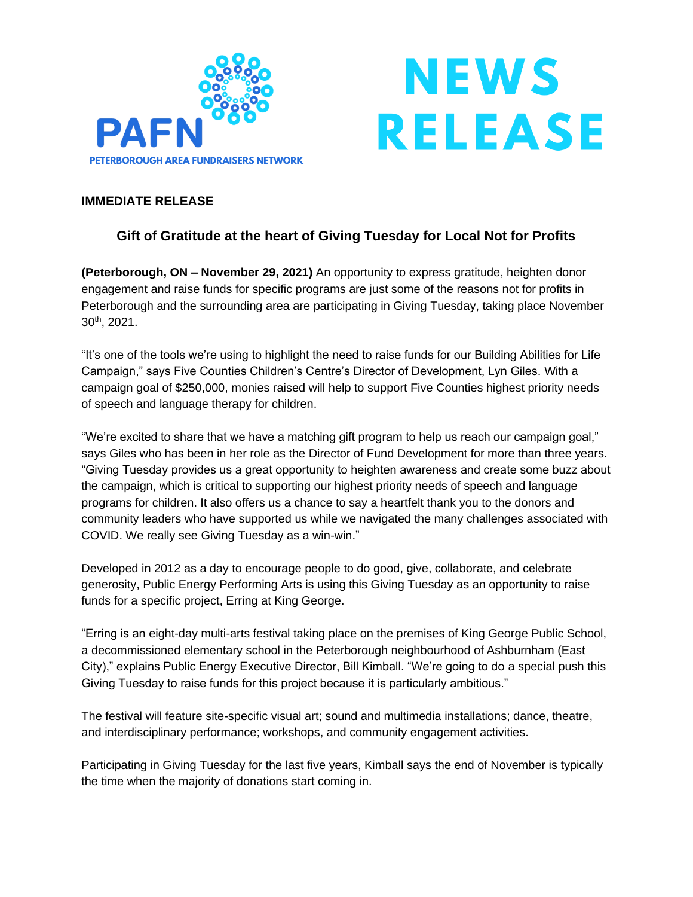PAFN

PETERBOROUGH AREA FUNDRAISERS NETWORK

# NEWS RELEASE

**IMMEDIATE RELEASE**

## Gift of Gratitude at the heart of Giving Tuesday for Local Not for Profits

**(Peterborough, ON – November 29, 2021)** An opportunity to express gratitude, heighten donor engagement and raise funds for specific programs are just some of the reasons not for profits in Peterborough and the surrounding area are participating in Giving Tuesday, taking place November 30th, 2021.

"It's one of the tools we're using to highlight the need to raise funds for our Building Abilities for Life Campaign," says Five Counties Children's Centre's Director of Development, Lyn Giles. With a campaign goal of $250,000, monies raised will help to support Five Counties highest priority needs of speech and language therapy for children.

"We're excited to share that we have a matching gift program to help us reach our campaign goal," says Giles who has been in her role as the Director of Fund Development for more than three years. "Giving Tuesday provides us a great opportunity to heighten awareness and create some buzz about the campaign, which is critical to supporting our highest priority needs of speech and language programs for children. It also offers us a chance to say a heartfelt thank you to the donors and community leaders who have supported us while we navigated the many challenges associated with COVID. We really see Giving Tuesday as a win-win."

Developed in 2012 as a day to encourage people to do good, give, collaborate, and celebrate generosity, Public Energy Performing Arts is using this Giving Tuesday as an opportunity to raise funds for a specific project, Erring at King George.

"Erring is an eight-day multi-arts festival taking place on the premises of King George Public School, a decommissioned elementary school in the Peterborough neighbourhood of Ashburnham (East City)," explains Public Energy Executive Director, Bill Kimball. "We're going to do a special push this Giving Tuesday to raise funds for this project because it is particularly ambitious."

The festival will feature site-specific visual art; sound and multimedia installations; dance, theatre, and interdisciplinary performance; workshops, and community engagement activities.

Participating in Giving Tuesday for the last five years, Kimball says the end of November is typically the time when the majority of donations start coming in.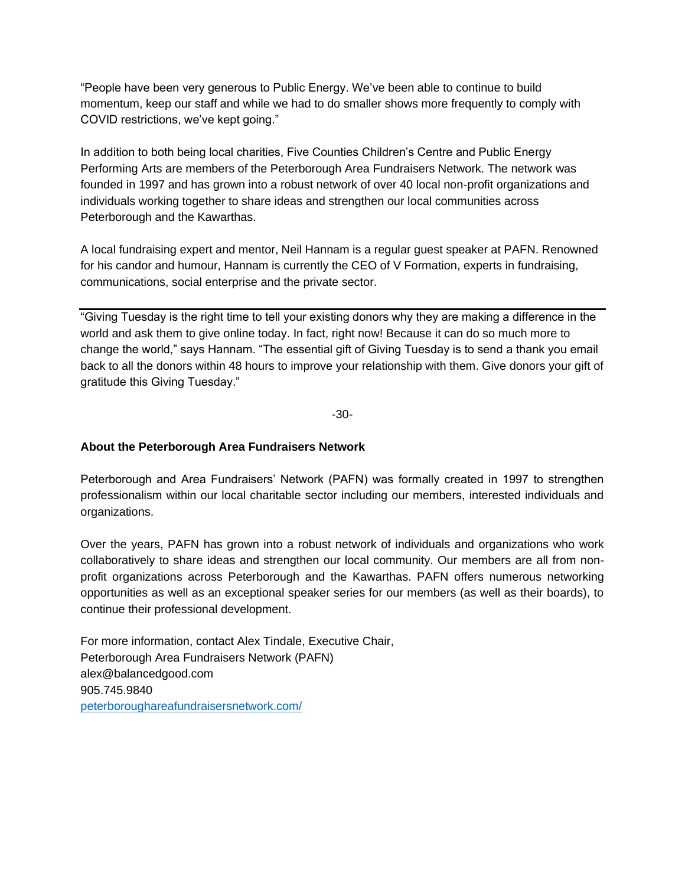"People have been very generous to Public Energy. We've been able to continue to build momentum, keep our staff and while we had to do smaller shows more frequently to comply with COVID restrictions, we've kept going."

In addition to both being local charities, Five Counties Children's Centre and Public Energy Performing Arts are members of the Peterborough Area Fundraisers Network. The network was founded in 1997 and has grown into a robust network of over 40 local non-profit organizations and individuals working together to share ideas and strengthen our local communities across Peterborough and the Kawarthas.

A local fundraising expert and mentor, Neil Hannam is a regular guest speaker at PAFN. Renowned for his candor and humour, Hannam is currently the CEO of V Formation, experts in fundraising, communications, social enterprise and the private sector.

---

"Giving Tuesday is the right time to tell your existing donors why they are making a difference in the world and ask them to give online today. In fact, right now! Because it can do so much more to change the world," says Hannam. "The essential gift of Giving Tuesday is to send a thank you email back to all the donors within 48 hours to improve your relationship with them. Give donors your gift of gratitude this Giving Tuesday."

-30-

**About the Peterborough Area Fundraisers Network**

Peterborough and Area Fundraisers' Network (PAFN) was formally created in 1997 to strengthen professionalism within our local charitable sector including our members, interested individuals and organizations.

Over the years, PAFN has grown into a robust network of individuals and organizations who work collaboratively to share ideas and strengthen our local community. Our members are all from non-profit organizations across Peterborough and the Kawarthas. PAFN offers numerous networking opportunities as well as an exceptional speaker series for our members (as well as their boards), to continue their professional development.

For more information, contact Alex Tindale, Executive Chair,
Peterborough Area Fundraisers Network (PAFN)
alex@balancedgood.com
905.745.9840
[peterboroughareafundraisersnetwork.com/](peterboroughareafundraisersnetwork.com/)